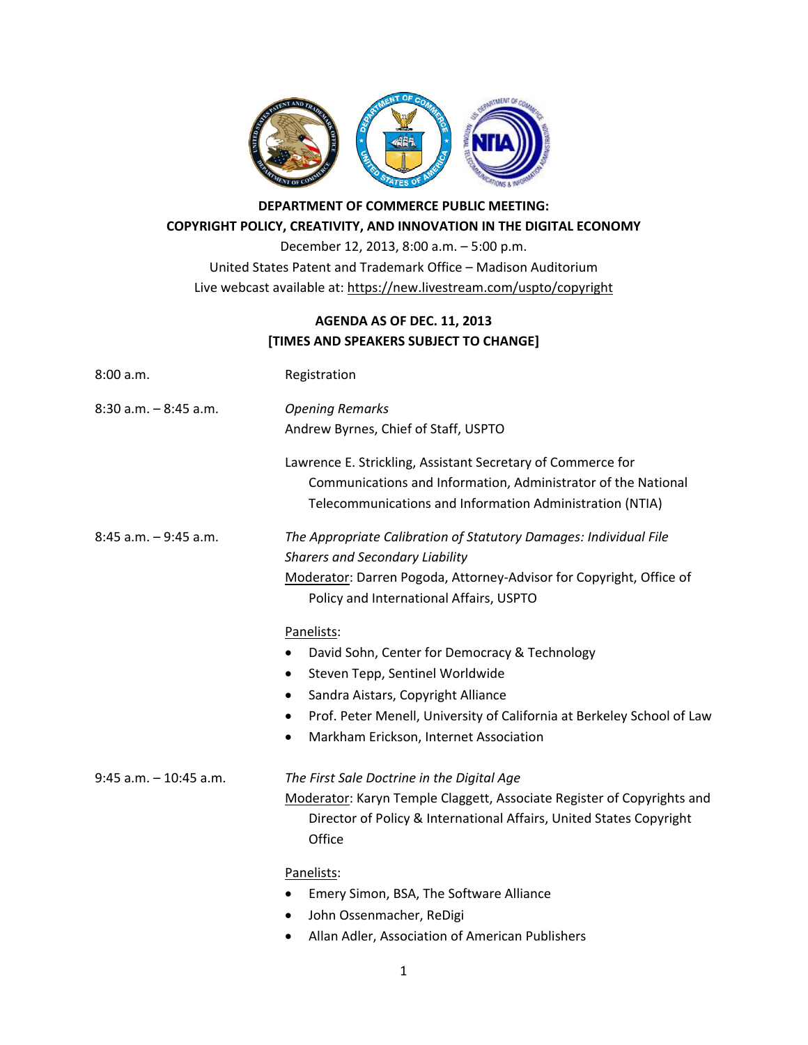**DEPARTMENT OF COMMERCE PUBLIC MEETING:**
**COPYRIGHT POLICY, CREATIVITY, AND INNOVATION IN THE DIGITAL ECONOMY**

December 12, 2013, 8:00 a.m. – 5:00 p.m.
United States Patent and Trademark Office – Madison Auditorium
Live webcast available at: https://new.livestream.com/uspto/copyright

**AGENDA AS OF DEC. 11, 2013**
**[TIMES AND SPEAKERS SUBJECT TO CHANGE]**

8:00 a.m. Registration

8:30 a.m. – 8:45 a.m. *Opening Remarks*
Andrew Byrnes, Chief of Staff, USPTO

Lawrence E. Strickling, Assistant Secretary of Commerce for Communications and Information, Administrator of the National Telecommunications and Information Administration (NTIA)

8:45 a.m. – 9:45 a.m. *The Appropriate Calibration of Statutory Damages: Individual File Sharers and Secondary Liability*
Moderator: Darren Pogoda, Attorney-Advisor for Copyright, Office of Policy and International Affairs, USPTO

Panelists:

- David Sohn, Center for Democracy & Technology
- Steven Tepp, Sentinel Worldwide
- Sandra Aistars, Copyright Alliance
- Prof. Peter Menell, University of California at Berkeley School of Law
- Markham Erickson, Internet Association

9:45 a.m. – 10:45 a.m. *The First Sale Doctrine in the Digital Age*
Moderator: Karyn Temple Claggett, Associate Register of Copyrights and Director of Policy & International Affairs, United States Copyright Office

Panelists:

- Emery Simon, BSA, The Software Alliance
- John Ossenmacher, ReDigi
- Allan Adler, Association of American Publishers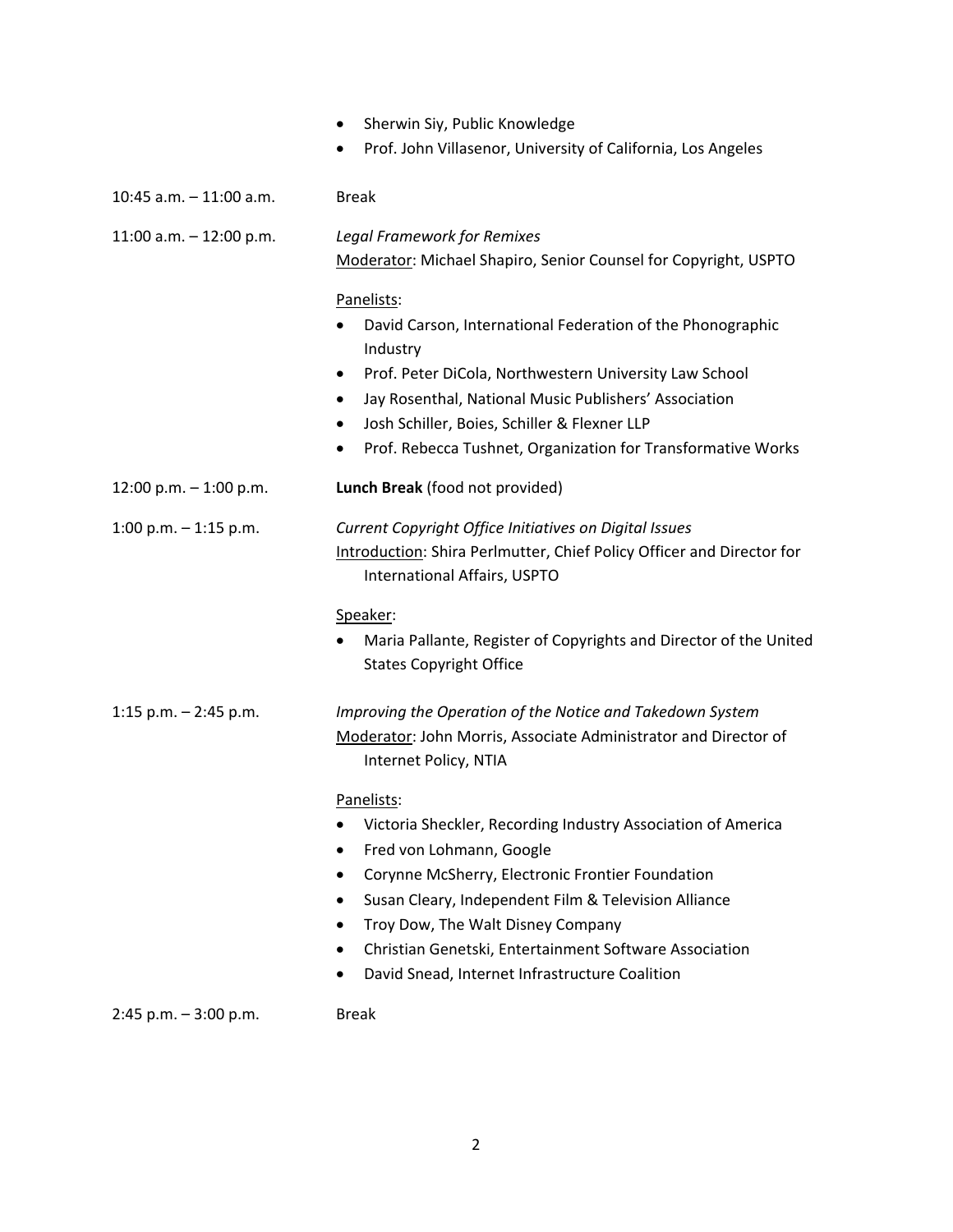- Sherwin Siy, Public Knowledge
- Prof. John Villasenor, University of California, Los Angeles

10:45 a.m. – 11:00 a.m. Break

11:00 a.m. – 12:00 p.m. *Legal Framework for Remixes*

Moderator: Michael Shapiro, Senior Counsel for Copyright, USPTO

Panelists:

- David Carson, International Federation of the Phonographic Industry
- Prof. Peter DiCola, Northwestern University Law School
- Jay Rosenthal, National Music Publishers' Association
- Josh Schiller, Boies, Schiller & Flexner LLP
- Prof. Rebecca Tushnet, Organization for Transformative Works

12:00 p.m. – 1:00 p.m. **Lunch Break** (food not provided)

1:00 p.m. – 1:15 p.m. *Current Copyright Office Initiatives on Digital Issues*

Introduction: Shira Perlmutter, Chief Policy Officer and Director for International Affairs, USPTO

Speaker:

- Maria Pallante, Register of Copyrights and Director of the United States Copyright Office

1:15 p.m. – 2:45 p.m. *Improving the Operation of the Notice and Takedown System*

Moderator: John Morris, Associate Administrator and Director of Internet Policy, NTIA

Panelists:

- Victoria Sheckler, Recording Industry Association of America
- Fred von Lohmann, Google
- Corynne McSherry, Electronic Frontier Foundation
- Susan Cleary, Independent Film & Television Alliance
- Troy Dow, The Walt Disney Company
- Christian Genetski, Entertainment Software Association
- David Snead, Internet Infrastructure Coalition

2:45 p.m. – 3:00 p.m. Break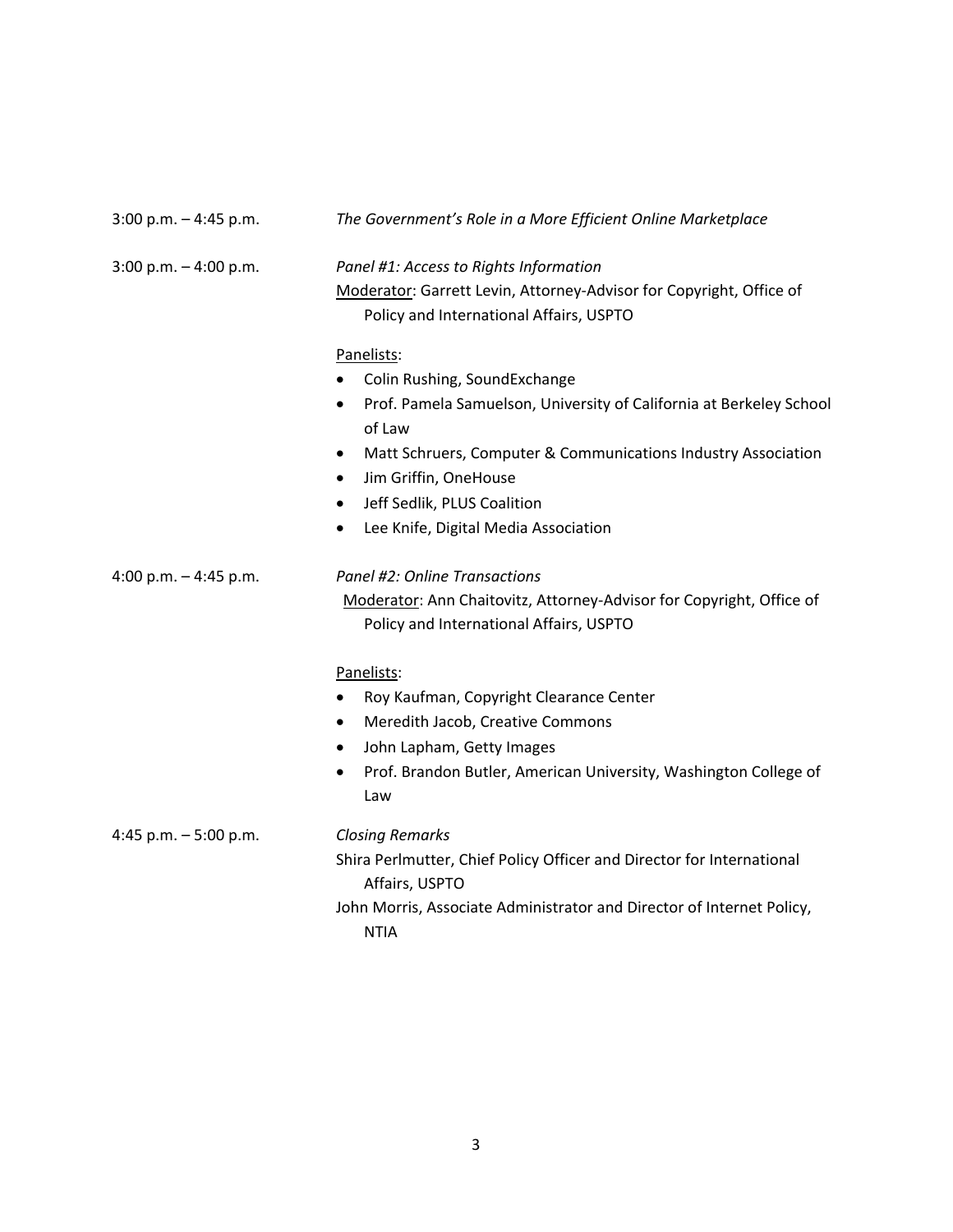3:00 p.m. – 4:45 p.m. *The Government's Role in a More Efficient Online Marketplace*

3:00 p.m. – 4:00 p.m. *Panel #1: Access to Rights Information*

Moderator: Garrett Levin, Attorney-Advisor for Copyright, Office of Policy and International Affairs, USPTO

Panelists:

- Colin Rushing, SoundExchange
- Prof. Pamela Samuelson, University of California at Berkeley School of Law
- Matt Schruers, Computer & Communications Industry Association
- Jim Griffin, OneHouse
- Jeff Sedlik, PLUS Coalition
- Lee Knife, Digital Media Association

4:00 p.m. – 4:45 p.m. *Panel #2: Online Transactions*

Moderator: Ann Chaitovitz, Attorney-Advisor for Copyright, Office of Policy and International Affairs, USPTO

Panelists:

- Roy Kaufman, Copyright Clearance Center
- Meredith Jacob, Creative Commons
- John Lapham, Getty Images
- Prof. Brandon Butler, American University, Washington College of Law

4:45 p.m. – 5:00 p.m. *Closing Remarks*

Shira Perlmutter, Chief Policy Officer and Director for International Affairs, USPTO

John Morris, Associate Administrator and Director of Internet Policy, NTIA